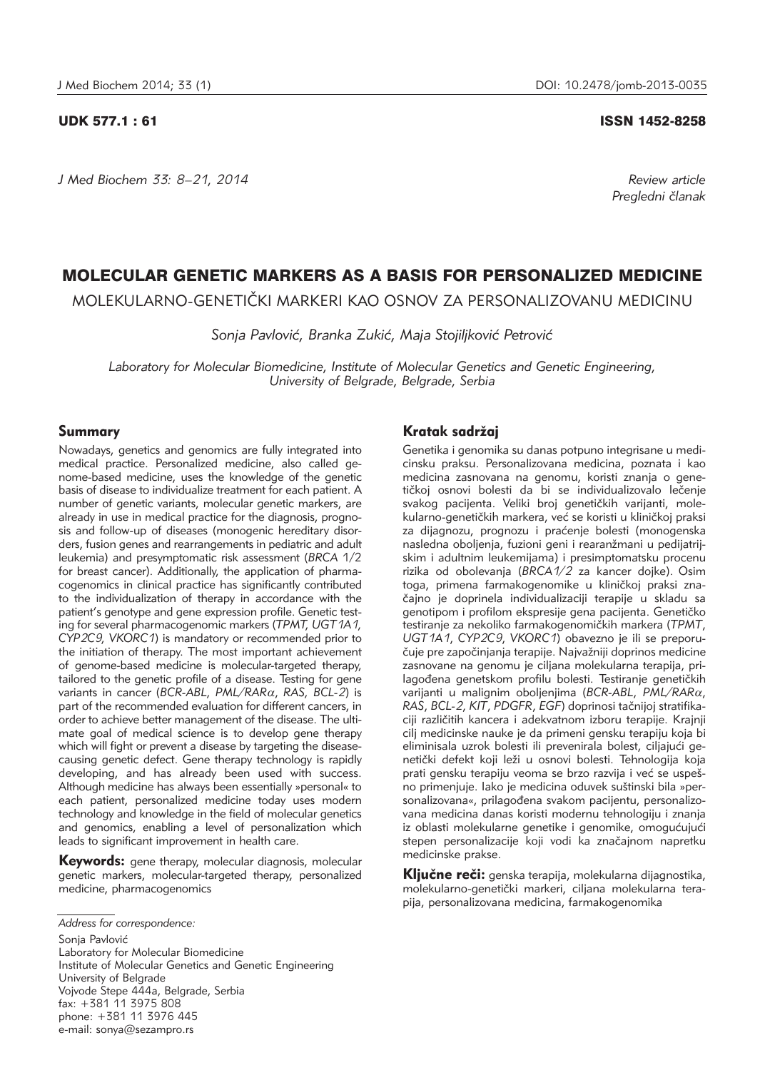UDK 577.1 : 61

ISSN 1452-8258

*Review article*
*Pregledni članak*

# MOLECULAR GENETIC MARKERS AS A BASIS FOR PERSONALIZED MEDICINE

## MOLEKULARNO-GENETIČKI MARKERI KAO OSNOV ZA PERSONALIZOVANU MEDICINU

*Sonja Pavlović, Branka Zukić, Maja Stojiljković Petrović*

*Laboratory for Molecular Biomedicine, Institute of Molecular Genetics and Genetic Engineering, University of Belgrade, Belgrade, Serbia*

### Summary

Nowadays, genetics and genomics are fully integrated into medical practice. Personalized medicine, also called genome-based medicine, uses the knowledge of the genetic basis of disease to individualize treatment for each patient. A number of genetic variants, molecular genetic markers, are already in use in medical practice for the diagnosis, prognosis and follow-up of diseases (monogenic hereditary disorders, fusion genes and rearrangements in pediatric and adult leukemia) and presymptomatic risk assessment (*BRCA* 1/2 for breast cancer). Additionally, the application of pharmacogenomics in clinical practice has significantly contributed to the individualization of therapy in accordance with the patient's genotype and gene expression profile. Genetic testing for several pharmacogenomic markers (*TPMT*, *UGT1A1*, *CYP2C9*, *VKORC1*) is mandatory or recommended prior to the initiation of therapy. The most important achievement of genome-based medicine is molecular-targeted therapy, tailored to the genetic profile of a disease. Testing for gene variants in cancer (*BCR-ABL*, *PML/RARα*, *RAS*, *BCL-2*) is part of the recommended evaluation for different cancers, in order to achieve better management of the disease. The ultimate goal of medical science is to develop gene therapy which will fight or prevent a disease by targeting the disease-causing genetic defect. Gene therapy technology is rapidly developing, and has already been used with success. Although medicine has always been essentially »personal« to each patient, personalized medicine today uses modern technology and knowledge in the field of molecular genetics and genomics, enabling a level of personalization which leads to significant improvement in health care.

**Keywords:** gene therapy, molecular diagnosis, molecular genetic markers, molecular-targeted therapy, personalized medicine, pharmacogenomics

### Kratak sadržaj

Genetika i genomika su danas potpuno integrisane u medicinsku praksu. Personalizovana medicina, poznata i kao medicina zasnovana na genomu, koristi znanja o genetičkoj osnovi bolesti da bi se individualizovalo lečenje svakog pacijenta. Veliki broj genetičkih varijanti, molekularno-genetičkih markera, već se koristi u kliničkoj praksi za dijagnozu, prognozu i praćenje bolesti (monogenska nasledna oboljenja, fuzioni geni i rearanžmani u pedijatrijskim i adultnim leukemijama) i presimptomatsku procenu rizika od obolevanja (*BRCA1/2* za kancer dojke). Osim toga, primena farmakogenomike u kliničkoj praksi značajno je doprinela individualizaciji terapije u skladu sa genotipom i profilom ekspresije gena pacijenta. Genetičko testiranje za nekoliko farmakogenomičkih markera (*TPMT*, *UGT1A1*, *CYP2C9*, *VKORC1*) obavezno je ili se preporučuje pre započinjanja terapije. Najvažniji doprinos medicine zasnovane na genomu je ciljana molekularna terapija, prilagođena genetskom profilu bolesti. Testiranje genetičkih varijanti u malignim oboljenjima (*BCR-ABL*, *PML/RARα*, *RAS*, *BCL-2*, *KIT*, *PDGFR*, *EGF*) doprinosi tačnijoj stratifikaciji različitih kancera i adekvatnom izboru terapije. Krajnji cilj medicinske nauke je da primeni gensku terapiju koja bi eliminisala uzrok bolesti ili prevenirala bolest, ciljajući genetički defekt koji leži u osnovi bolesti. Tehnologija koja prati gensku terapiju veoma se brzo razvija i već se uspešno primenjuje. Iako je medicina oduvek suštinski bila »personalizovana«, prilagođena svakom pacijentu, personalizovana medicina danas koristi modernu tehnologiju i znanja iz oblasti molekularne genetike i genomike, omogućujući stepen personalizacije koji vodi ka značajnom napretku medicinske prakse.

**Ključne reči:** genska terapija, molekularna dijagnostika, molekularno-genetički markeri, ciljana molekularna terapija, personalizovana medicina, farmakogenomika

---

*Address for correspondence:*

Sonja Pavlović
Laboratory for Molecular Biomedicine
Institute of Molecular Genetics and Genetic Engineering
University of Belgrade
Vojvode Stepe 444a, Belgrade, Serbia
fax: +381 11 3975 808
phone: +381 11 3976 445
e-mail: sonya@sezampro.rs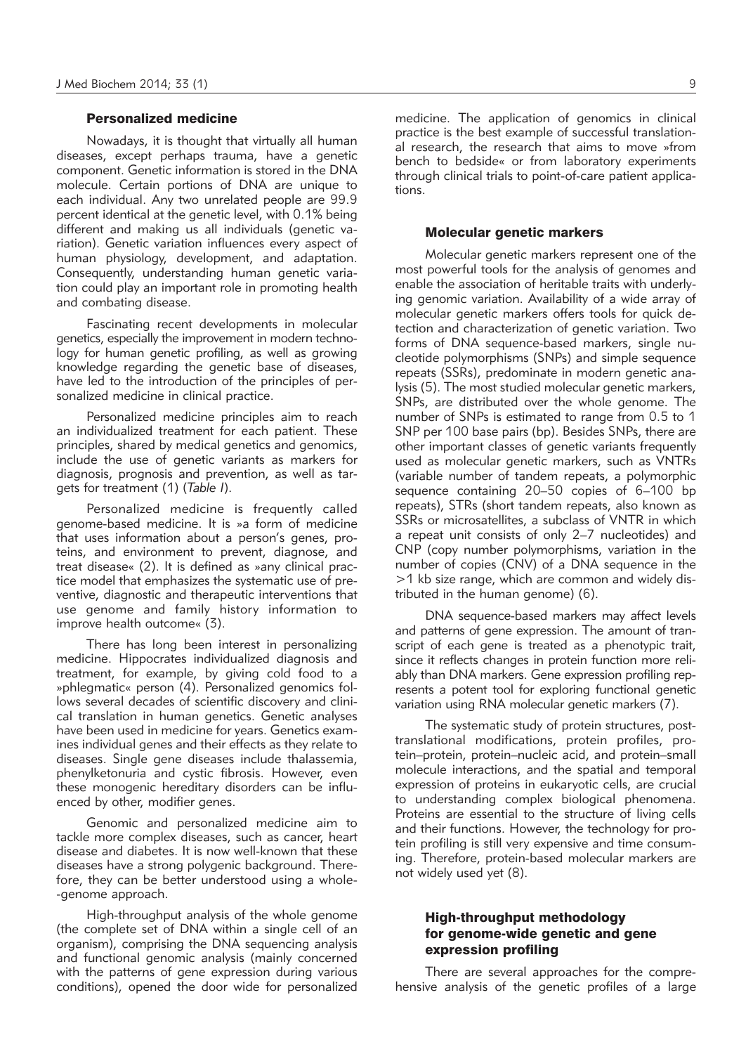## Personalized medicine

Nowadays, it is thought that virtually all human diseases, except perhaps trauma, have a genetic component. Genetic information is stored in the DNA molecule. Certain portions of DNA are unique to each individual. Any two unrelated people are 99.9 percent identical at the genetic level, with 0.1% being different and making us all individuals (genetic variation). Genetic variation influences every aspect of human physiology, development, and adaptation. Consequently, understanding human genetic variation could play an important role in promoting health and combating disease.

Fascinating recent developments in molecular genetics, especially the improvement in modern technology for human genetic profiling, as well as growing knowledge regarding the genetic base of diseases, have led to the introduction of the principles of personalized medicine in clinical practice.

Personalized medicine principles aim to reach an individualized treatment for each patient. These principles, shared by medical genetics and genomics, include the use of genetic variants as markers for diagnosis, prognosis and prevention, as well as targets for treatment (1) (*Table I*).

Personalized medicine is frequently called genome-based medicine. It is »a form of medicine that uses information about a person's genes, proteins, and environment to prevent, diagnose, and treat disease« (2). It is defined as »any clinical practice model that emphasizes the systematic use of preventive, diagnostic and therapeutic interventions that use genome and family history information to improve health outcome« (3).

There has long been interest in personalizing medicine. Hippocrates individualized diagnosis and treatment, for example, by giving cold food to a »phlegmatic« person (4). Personalized genomics follows several decades of scientific discovery and clinical translation in human genetics. Genetic analyses have been used in medicine for years. Genetics examines individual genes and their effects as they relate to diseases. Single gene diseases include thalassemia, phenylketonuria and cystic fibrosis. However, even these monogenic hereditary disorders can be influenced by other, modifier genes.

Genomic and personalized medicine aim to tackle more complex diseases, such as cancer, heart disease and diabetes. It is now well-known that these diseases have a strong polygenic background. Therefore, they can be better understood using a whole-genome approach.

High-throughput analysis of the whole genome (the complete set of DNA within a single cell of an organism), comprising the DNA sequencing analysis and functional genomic analysis (mainly concerned with the patterns of gene expression during various conditions), opened the door wide for personalized medicine. The application of genomics in clinical practice is the best example of successful translational research, the research that aims to move »from bench to bedside« or from laboratory experiments through clinical trials to point-of-care patient applications.

## Molecular genetic markers

Molecular genetic markers represent one of the most powerful tools for the analysis of genomes and enable the association of heritable traits with underlying genomic variation. Availability of a wide array of molecular genetic markers offers tools for quick detection and characterization of genetic variation. Two forms of DNA sequence-based markers, single nucleotide polymorphisms (SNPs) and simple sequence repeats (SSRs), predominate in modern genetic analysis (5). The most studied molecular genetic markers, SNPs, are distributed over the whole genome. The number of SNPs is estimated to range from 0.5 to 1 SNP per 100 base pairs (bp). Besides SNPs, there are other important classes of genetic variants frequently used as molecular genetic markers, such as VNTRs (variable number of tandem repeats, a polymorphic sequence containing 20–50 copies of 6–100 bp repeats), STRs (short tandem repeats, also known as SSRs or microsatellites, a subclass of VNTR in which a repeat unit consists of only 2–7 nucleotides) and CNP (copy number polymorphisms, variation in the number of copies (CNV) of a DNA sequence in the >1 kb size range, which are common and widely distributed in the human genome) (6).

DNA sequence-based markers may affect levels and patterns of gene expression. The amount of transcript of each gene is treated as a phenotypic trait, since it reflects changes in protein function more reliably than DNA markers. Gene expression profiling represents a potent tool for exploring functional genetic variation using RNA molecular genetic markers (7).

The systematic study of protein structures, posttranslational modifications, protein profiles, protein–protein, protein–nucleic acid, and protein–small molecule interactions, and the spatial and temporal expression of proteins in eukaryotic cells, are crucial to understanding complex biological phenomena. Proteins are essential to the structure of living cells and their functions. However, the technology for protein profiling is still very expensive and time consuming. Therefore, protein-based molecular markers are not widely used yet (8).

## High-throughput methodology for genome-wide genetic and gene expression profiling

There are several approaches for the comprehensive analysis of the genetic profiles of a large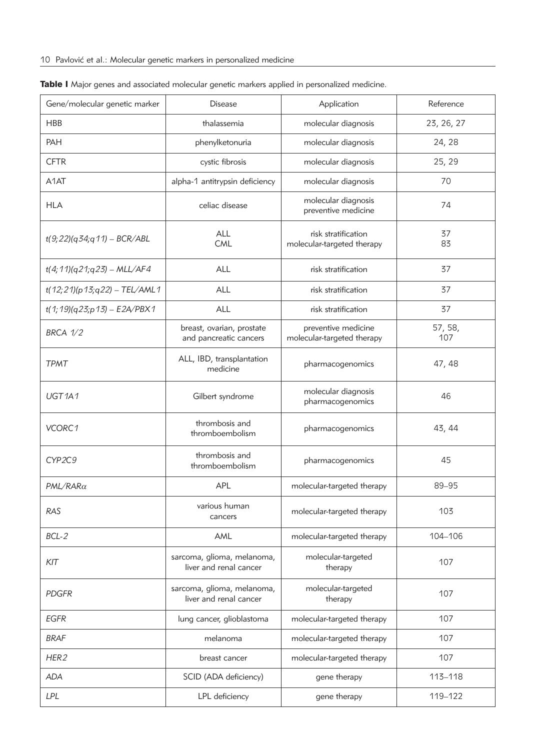**Table I** Major genes and associated molecular genetic markers applied in personalized medicine.

| Gene/molecular genetic marker | Disease | Application | Reference |
|---|---|---|---|
| HBB | thalassemia | molecular diagnosis | 23, 26, 27 |
| PAH | phenylketonuria | molecular diagnosis | 24, 28 |
| CFTR | cystic fibrosis | molecular diagnosis | 25, 29 |
| A1AT | alpha-1 antitrypsin deficiency | molecular diagnosis | 70 |
| HLA | celiac disease | molecular diagnosis<br>preventive medicine | 74 |
| *t(9;22)(q34;q11) – BCR/ABL* | ALL<br>CML | risk stratification<br>molecular-targeted therapy | 37<br>83 |
| *t(4;11)(q21;q23) – MLL/AF4* | ALL | risk stratification | 37 |
| *t(12;21)(p13;q22) – TEL/AML1* | ALL | risk stratification | 37 |
| *t(1;19)(q23;p13) – E2A/PBX1* | ALL | risk stratification | 37 |
| *BRCA 1/2* | breast, ovarian, prostate and pancreatic cancers | preventive medicine<br>molecular-targeted therapy | 57, 58, 107 |
| *TPMT* | ALL, IBD, transplantation medicine | pharmacogenomics | 47, 48 |
| *UGT1A1* | Gilbert syndrome | molecular diagnosis<br>pharmacogenomics | 46 |
| *VCORC1* | thrombosis and thromboembolism | pharmacogenomics | 43, 44 |
| *CYP2C9* | thrombosis and thromboembolism | pharmacogenomics | 45 |
| *PML/RAR*$\alpha$ | APL | molecular-targeted therapy | 89–95 |
| *RAS* | various human cancers | molecular-targeted therapy | 103 |
| *BCL-2* | AML | molecular-targeted therapy | 104–106 |
| *KIT* | sarcoma, glioma, melanoma, liver and renal cancer | molecular-targeted therapy | 107 |
| *PDGFR* | sarcoma, glioma, melanoma, liver and renal cancer | molecular-targeted therapy | 107 |
| *EGFR* | lung cancer, glioblastoma | molecular-targeted therapy | 107 |
| *BRAF* | melanoma | molecular-targeted therapy | 107 |
| *HER2* | breast cancer | molecular-targeted therapy | 107 |
| *ADA* | SCID (ADA deficiency) | gene therapy | 113–118 |
| *LPL* | LPL deficiency | gene therapy | 119–122 |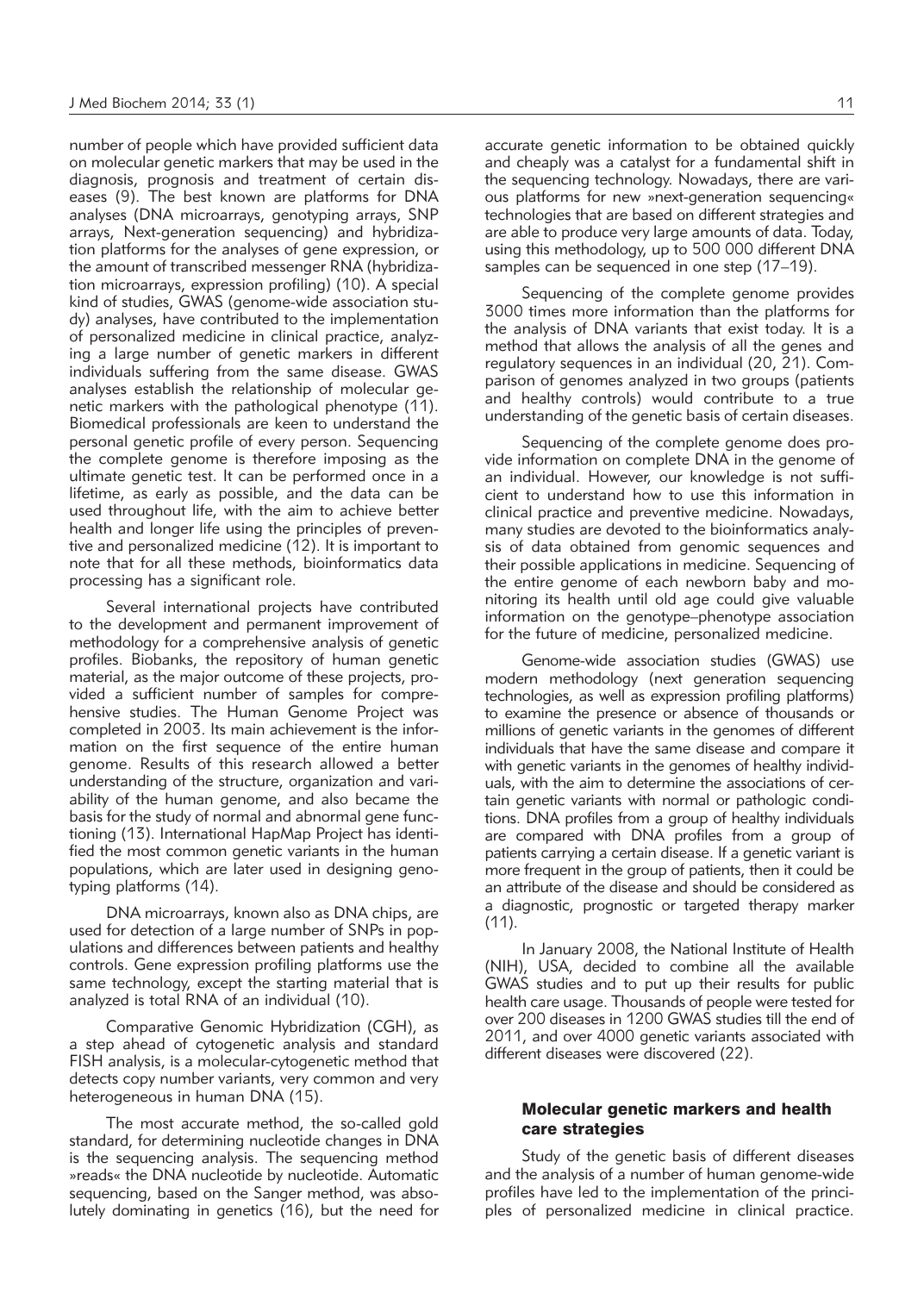number of people which have provided sufficient data on molecular genetic markers that may be used in the diagnosis, prognosis and treatment of certain diseases (9). The best known are platforms for DNA analyses (DNA microarrays, genotyping arrays, SNP arrays, Next-generation sequencing) and hybridization platforms for the analyses of gene expression, or the amount of transcribed messenger RNA (hybridization microarrays, expression profiling) (10). A special kind of studies, GWAS (genome-wide association study) analyses, have contributed to the implementation of personalized medicine in clinical practice, analyzing a large number of genetic markers in different individuals suffering from the same disease. GWAS analyses establish the relationship of molecular genetic markers with the pathological phenotype (11). Biomedical professionals are keen to understand the personal genetic profile of every person. Sequencing the complete genome is therefore imposing as the ultimate genetic test. It can be performed once in a lifetime, as early as possible, and the data can be used throughout life, with the aim to achieve better health and longer life using the principles of preventive and personalized medicine (12). It is important to note that for all these methods, bioinformatics data processing has a significant role.

Several international projects have contributed to the development and permanent improvement of methodology for a comprehensive analysis of genetic profiles. Biobanks, the repository of human genetic material, as the major outcome of these projects, provided a sufficient number of samples for comprehensive studies. The Human Genome Project was completed in 2003. Its main achievement is the information on the first sequence of the entire human genome. Results of this research allowed a better understanding of the structure, organization and variability of the human genome, and also became the basis for the study of normal and abnormal gene functioning (13). International HapMap Project has identified the most common genetic variants in the human populations, which are later used in designing genotyping platforms (14).

DNA microarrays, known also as DNA chips, are used for detection of a large number of SNPs in populations and differences between patients and healthy controls. Gene expression profiling platforms use the same technology, except the starting material that is analyzed is total RNA of an individual (10).

Comparative Genomic Hybridization (CGH), as a step ahead of cytogenetic analysis and standard FISH analysis, is a molecular-cytogenetic method that detects copy number variants, very common and very heterogeneous in human DNA (15).

The most accurate method, the so-called gold standard, for determining nucleotide changes in DNA is the sequencing analysis. The sequencing method »reads« the DNA nucleotide by nucleotide. Automatic sequencing, based on the Sanger method, was absolutely dominating in genetics (16), but the need for accurate genetic information to be obtained quickly and cheaply was a catalyst for a fundamental shift in the sequencing technology. Nowadays, there are various platforms for new »next-generation sequencing« technologies that are based on different strategies and are able to produce very large amounts of data. Today, using this methodology, up to 500 000 different DNA samples can be sequenced in one step (17–19).

Sequencing of the complete genome provides 3000 times more information than the platforms for the analysis of DNA variants that exist today. It is a method that allows the analysis of all the genes and regulatory sequences in an individual (20, 21). Comparison of genomes analyzed in two groups (patients and healthy controls) would contribute to a true understanding of the genetic basis of certain diseases.

Sequencing of the complete genome does provide information on complete DNA in the genome of an individual. However, our knowledge is not sufficient to understand how to use this information in clinical practice and preventive medicine. Nowadays, many studies are devoted to the bioinformatics analysis of data obtained from genomic sequences and their possible applications in medicine. Sequencing of the entire genome of each newborn baby and monitoring its health until old age could give valuable information on the genotype–phenotype association for the future of medicine, personalized medicine.

Genome-wide association studies (GWAS) use modern methodology (next generation sequencing technologies, as well as expression profiling platforms) to examine the presence or absence of thousands or millions of genetic variants in the genomes of different individuals that have the same disease and compare it with genetic variants in the genomes of healthy individuals, with the aim to determine the associations of certain genetic variants with normal or pathologic conditions. DNA profiles from a group of healthy individuals are compared with DNA profiles from a group of patients carrying a certain disease. If a genetic variant is more frequent in the group of patients, then it could be an attribute of the disease and should be considered as a diagnostic, prognostic or targeted therapy marker (11).

In January 2008, the National Institute of Health (NIH), USA, decided to combine all the available GWAS studies and to put up their results for public health care usage. Thousands of people were tested for over 200 diseases in 1200 GWAS studies till the end of 2011, and over 4000 genetic variants associated with different diseases were discovered (22).

## Molecular genetic markers and health care strategies

Study of the genetic basis of different diseases and the analysis of a number of human genome-wide profiles have led to the implementation of the principles of personalized medicine in clinical practice.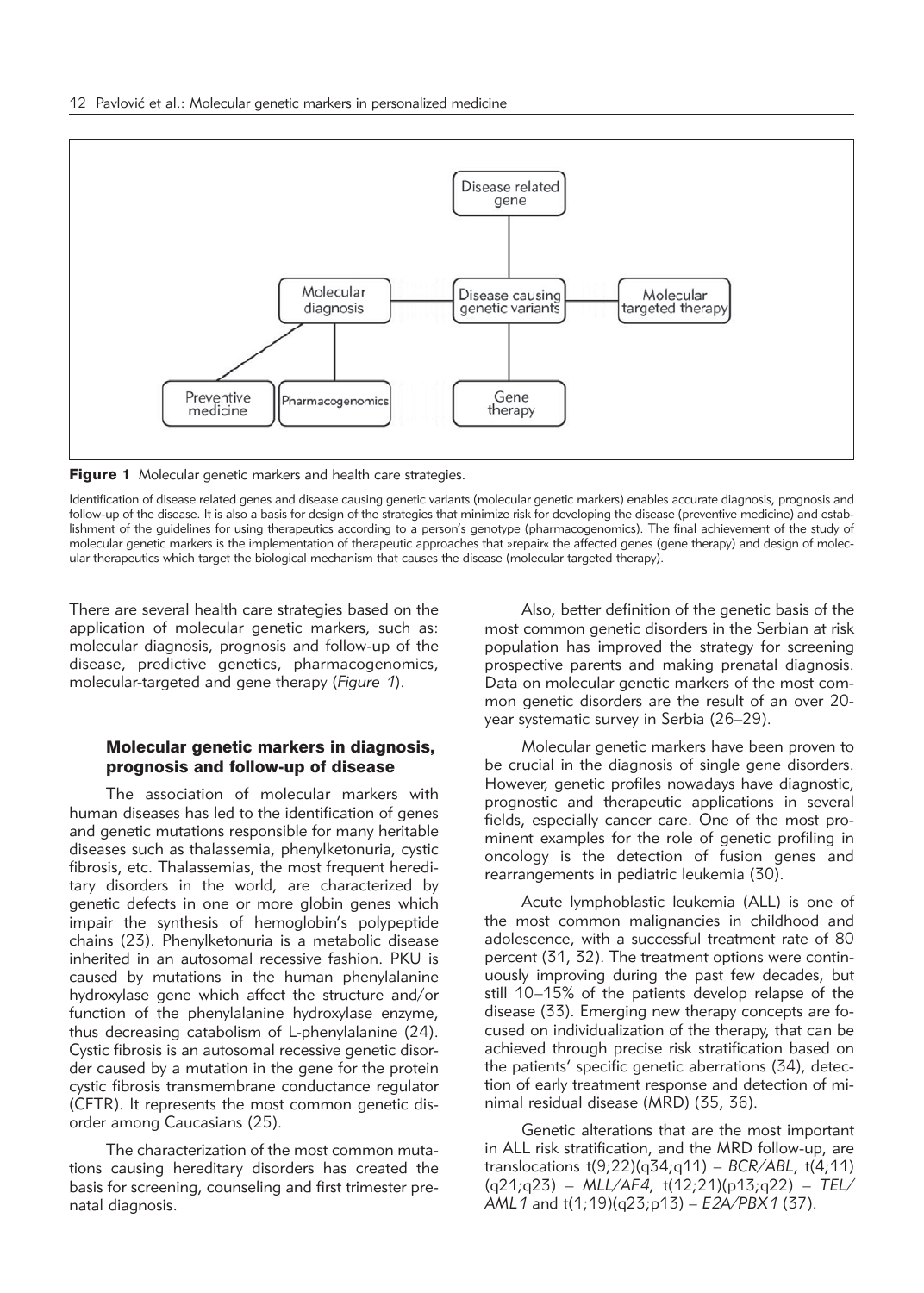**Figure 1** Molecular genetic markers and health care strategies.

Identification of disease related genes and disease causing genetic variants (molecular genetic markers) enables accurate diagnosis, prognosis and follow-up of the disease. It is also a basis for design of the strategies that minimize risk for developing the disease (preventive medicine) and establishment of the guidelines for using therapeutics according to a person's genotype (pharmacogenomics). The final achievement of the study of molecular genetic markers is the implementation of therapeutic approaches that »repair« the affected genes (gene therapy) and design of molecular therapeutics which target the biological mechanism that causes the disease (molecular targeted therapy).

There are several health care strategies based on the application of molecular genetic markers, such as: molecular diagnosis, prognosis and follow-up of the disease, predictive genetics, pharmacogenomics, molecular-targeted and gene therapy (*Figure 1*).

## Molecular genetic markers in diagnosis, prognosis and follow-up of disease

The association of molecular markers with human diseases has led to the identification of genes and genetic mutations responsible for many heritable diseases such as thalassemia, phenylketonuria, cystic fibrosis, etc. Thalassemias, the most frequent hereditary disorders in the world, are characterized by genetic defects in one or more globin genes which impair the synthesis of hemoglobin's polypeptide chains (23). Phenylketonuria is a metabolic disease inherited in an autosomal recessive fashion. PKU is caused by mutations in the human phenylalanine hydroxylase gene which affect the structure and/or function of the phenylalanine hydroxylase enzyme, thus decreasing catabolism of L-phenylalanine (24). Cystic fibrosis is an autosomal recessive genetic disorder caused by a mutation in the gene for the protein cystic fibrosis transmembrane conductance regulator (CFTR). It represents the most common genetic disorder among Caucasians (25).

The characterization of the most common mutations causing hereditary disorders has created the basis for screening, counseling and first trimester prenatal diagnosis.

Also, better definition of the genetic basis of the most common genetic disorders in the Serbian at risk population has improved the strategy for screening prospective parents and making prenatal diagnosis. Data on molecular genetic markers of the most common genetic disorders are the result of an over 20-year systematic survey in Serbia (26–29).

Molecular genetic markers have been proven to be crucial in the diagnosis of single gene disorders. However, genetic profiles nowadays have diagnostic, prognostic and therapeutic applications in several fields, especially cancer care. One of the most prominent examples for the role of genetic profiling in oncology is the detection of fusion genes and rearrangements in pediatric leukemia (30).

Acute lymphoblastic leukemia (ALL) is one of the most common malignancies in childhood and adolescence, with a successful treatment rate of 80 percent (31, 32). The treatment options were continuously improving during the past few decades, but still 10–15% of the patients develop relapse of the disease (33). Emerging new therapy concepts are focused on individualization of the therapy, that can be achieved through precise risk stratification based on the patients' specific genetic aberrations (34), detection of early treatment response and detection of minimal residual disease (MRD) (35, 36).

Genetic alterations that are the most important in ALL risk stratification, and the MRD follow-up, are translocations t(9;22)(q34;q11) – *BCR/ABL*, t(4;11)(q21;q23) – *MLL/AF4*, t(12;21)(p13;q22) – *TEL/AML1* and t(1;19)(q23;p13) – *E2A/PBX1* (37).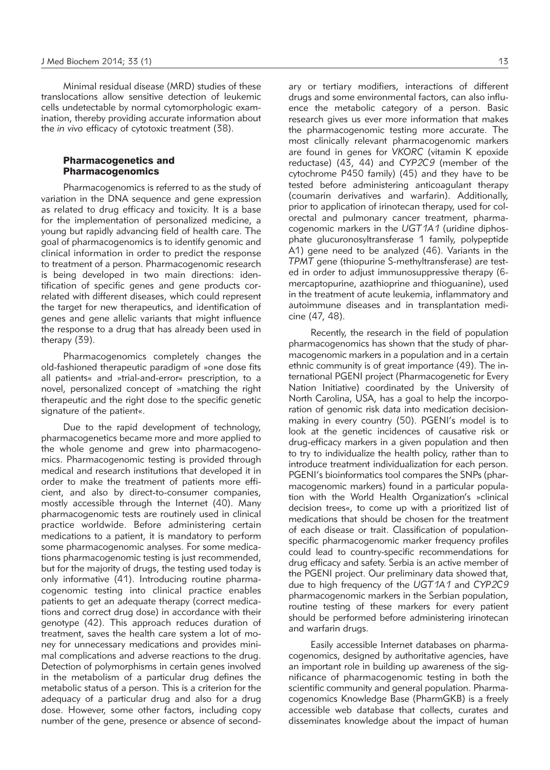Minimal residual disease (MRD) studies of these translocations allow sensitive detection of leukemic cells undetectable by normal cytomorphologic examination, thereby providing accurate information about the *in vivo* efficacy of cytotoxic treatment (38).

## Pharmacogenetics and Pharmacogenomics

Pharmacogenomics is referred to as the study of variation in the DNA sequence and gene expression as related to drug efficacy and toxicity. It is a base for the implementation of personalized medicine, a young but rapidly advancing field of health care. The goal of pharmacogenomics is to identify genomic and clinical information in order to predict the response to treatment of a person. Pharmacogenomic research is being developed in two main directions: identification of specific genes and gene products correlated with different diseases, which could represent the target for new therapeutics, and identification of genes and gene allelic variants that might influence the response to a drug that has already been used in therapy (39).

Pharmacogenomics completely changes the old-fashioned therapeutic paradigm of »one dose fits all patients« and »trial-and-error« prescription, to a novel, personalized concept of »matching the right therapeutic and the right dose to the specific genetic signature of the patient«.

Due to the rapid development of technology, pharmacogenetics became more and more applied to the whole genome and grew into pharmacogenomics. Pharmacogenomic testing is provided through medical and research institutions that developed it in order to make the treatment of patients more efficient, and also by direct-to-consumer companies, mostly accessible through the Internet (40). Many pharmacogenomic tests are routinely used in clinical practice worldwide. Before administering certain medications to a patient, it is mandatory to perform some pharmacogenomic analyses. For some medications pharmacogenomic testing is just recommended, but for the majority of drugs, the testing used today is only informative (41). Introducing routine pharmacogenomic testing into clinical practice enables patients to get an adequate therapy (correct medications and correct drug dose) in accordance with their genotype (42). This approach reduces duration of treatment, saves the health care system a lot of money for unnecessary medications and provides minimal complications and adverse reactions to the drug. Detection of polymorphisms in certain genes involved in the metabolism of a particular drug defines the metabolic status of a person. This is a criterion for the adequacy of a particular drug and also for a drug dose. However, some other factors, including copy number of the gene, presence or absence of secondary or tertiary modifiers, interactions of different drugs and some environmental factors, can also influence the metabolic category of a person. Basic research gives us ever more information that makes the pharmacogenomic testing more accurate. The most clinically relevant pharmacogenomic markers are found in genes for *VKORC* (vitamin K epoxide reductase) (43, 44) and *CYP2C9* (member of the cytochrome P450 family) (45) and they have to be tested before administering anticoagulant therapy (coumarin derivatives and warfarin). Additionally, prior to application of irinotecan therapy, used for colorectal and pulmonary cancer treatment, pharmacogenomic markers in the *UGT1A1* (uridine diphosphate glucuronosyltransferase 1 family, polypeptide A1) gene need to be analyzed (46). Variants in the *TPMT* gene (thiopurine S-methyltransferase) are tested in order to adjust immunosuppressive therapy (6-mercaptopurine, azathioprine and thioguanine), used in the treatment of acute leukemia, inflammatory and autoimmune diseases and in transplantation medicine (47, 48).

Recently, the research in the field of population pharmacogenomics has shown that the study of pharmacogenomic markers in a population and in a certain ethnic community is of great importance (49). The international PGENI project (Pharmacogenetic for Every Nation Initiative) coordinated by the University of North Carolina, USA, has a goal to help the incorporation of genomic risk data into medication decision-making in every country (50). PGENI's model is to look at the genetic incidences of causative risk or drug-efficacy markers in a given population and then to try to individualize the health policy, rather than to introduce treatment individualization for each person. PGENI's bioinformatics tool compares the SNPs (pharmacogenomic markers) found in a particular population with the World Health Organization's »clinical decision trees«, to come up with a prioritized list of medications that should be chosen for the treatment of each disease or trait. Classification of population-specific pharmacogenomic marker frequency profiles could lead to country-specific recommendations for drug efficacy and safety. Serbia is an active member of the PGENI project. Our preliminary data showed that, due to high frequency of the *UGT1A1* and *CYP2C9* pharmacogenomic markers in the Serbian population, routine testing of these markers for every patient should be performed before administering irinotecan and warfarin drugs.

Easily accessible Internet databases on pharmacogenomics, designed by authoritative agencies, have an important role in building up awareness of the significance of pharmacogenomic testing in both the scientific community and general population. Pharmacogenomics Knowledge Base (PharmGKB) is a freely accessible web database that collects, curates and disseminates knowledge about the impact of human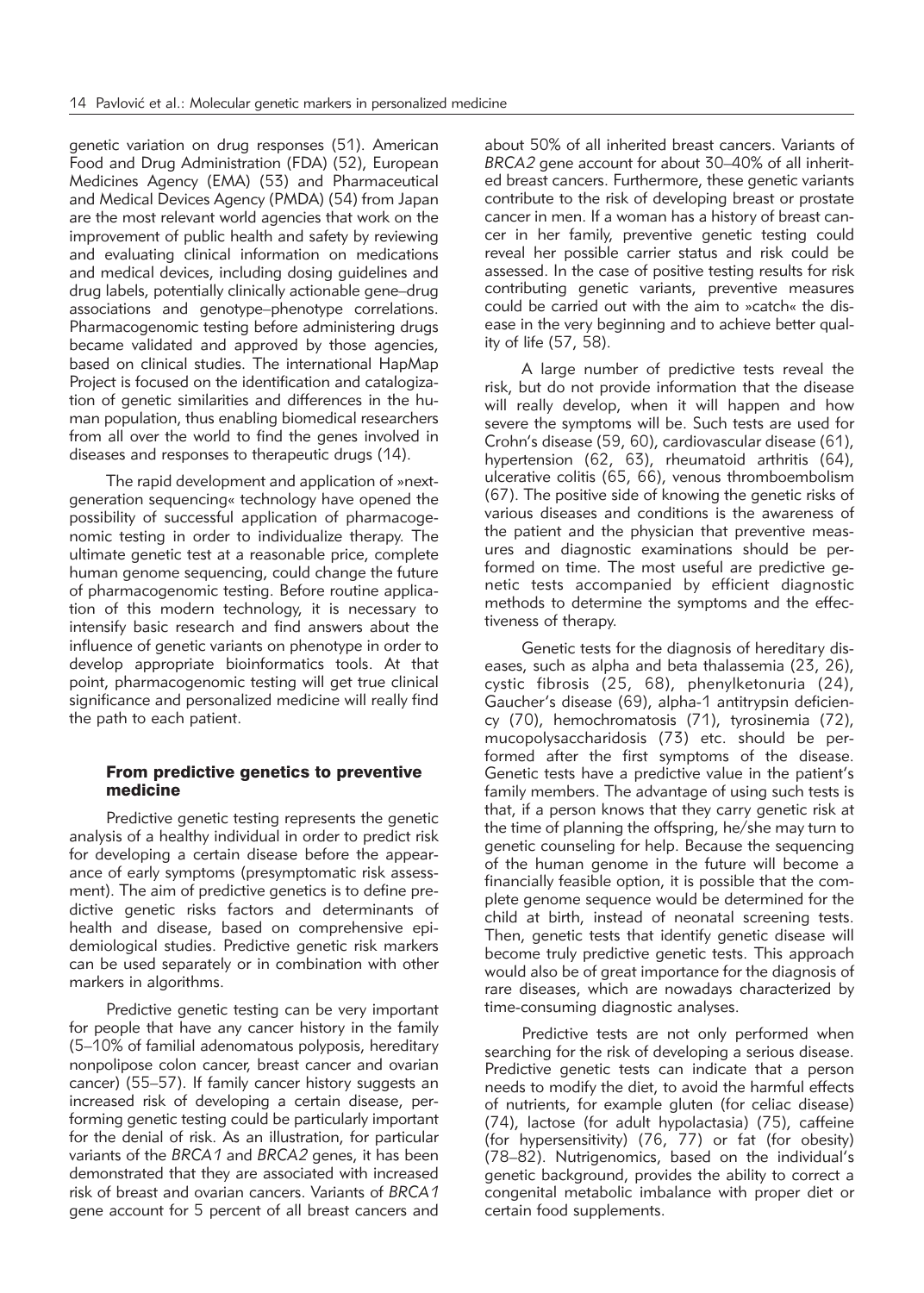genetic variation on drug responses (51). American Food and Drug Administration (FDA) (52), European Medicines Agency (EMA) (53) and Pharmaceutical and Medical Devices Agency (PMDA) (54) from Japan are the most relevant world agencies that work on the improvement of public health and safety by reviewing and evaluating clinical information on medications and medical devices, including dosing guidelines and drug labels, potentially clinically actionable gene–drug associations and genotype–phenotype correlations. Pharmacogenomic testing before administering drugs became validated and approved by those agencies, based on clinical studies. The international HapMap Project is focused on the identification and catalogization of genetic similarities and differences in the human population, thus enabling biomedical researchers from all over the world to find the genes involved in diseases and responses to therapeutic drugs (14).

The rapid development and application of »next-generation sequencing« technology have opened the possibility of successful application of pharmacogenomic testing in order to individualize therapy. The ultimate genetic test at a reasonable price, complete human genome sequencing, could change the future of pharmacogenomic testing. Before routine application of this modern technology, it is necessary to intensify basic research and find answers about the influence of genetic variants on phenotype in order to develop appropriate bioinformatics tools. At that point, pharmacogenomic testing will get true clinical significance and personalized medicine will really find the path to each patient.

## From predictive genetics to preventive medicine

Predictive genetic testing represents the genetic analysis of a healthy individual in order to predict risk for developing a certain disease before the appearance of early symptoms (presymptomatic risk assessment). The aim of predictive genetics is to define predictive genetic risks factors and determinants of health and disease, based on comprehensive epidemiological studies. Predictive genetic risk markers can be used separately or in combination with other markers in algorithms.

Predictive genetic testing can be very important for people that have any cancer history in the family (5–10% of familial adenomatous polyposis, hereditary nonpolipose colon cancer, breast cancer and ovarian cancer) (55–57). If family cancer history suggests an increased risk of developing a certain disease, performing genetic testing could be particularly important for the denial of risk. As an illustration, for particular variants of the *BRCA1* and *BRCA2* genes, it has been demonstrated that they are associated with increased risk of breast and ovarian cancers. Variants of *BRCA1* gene account for 5 percent of all breast cancers and about 50% of all inherited breast cancers. Variants of *BRCA2* gene account for about 30–40% of all inherited breast cancers. Furthermore, these genetic variants contribute to the risk of developing breast or prostate cancer in men. If a woman has a history of breast cancer in her family, preventive genetic testing could reveal her possible carrier status and risk could be assessed. In the case of positive testing results for risk contributing genetic variants, preventive measures could be carried out with the aim to »catch« the disease in the very beginning and to achieve better quality of life (57, 58).

A large number of predictive tests reveal the risk, but do not provide information that the disease will really develop, when it will happen and how severe the symptoms will be. Such tests are used for Crohn's disease (59, 60), cardiovascular disease (61), hypertension (62, 63), rheumatoid arthritis (64), ulcerative colitis (65, 66), venous thromboembolism (67). The positive side of knowing the genetic risks of various diseases and conditions is the awareness of the patient and the physician that preventive measures and diagnostic examinations should be performed on time. The most useful are predictive genetic tests accompanied by efficient diagnostic methods to determine the symptoms and the effectiveness of therapy.

Genetic tests for the diagnosis of hereditary diseases, such as alpha and beta thalassemia (23, 26), cystic fibrosis (25, 68), phenylketonuria (24), Gaucher's disease (69), alpha-1 antitrypsin deficiency (70), hemochromatosis (71), tyrosinemia (72), mucopolysaccharidosis (73) etc. should be performed after the first symptoms of the disease. Genetic tests have a predictive value in the patient's family members. The advantage of using such tests is that, if a person knows that they carry genetic risk at the time of planning the offspring, he/she may turn to genetic counseling for help. Because the sequencing of the human genome in the future will become a financially feasible option, it is possible that the complete genome sequence would be determined for the child at birth, instead of neonatal screening tests. Then, genetic tests that identify genetic disease will become truly predictive genetic tests. This approach would also be of great importance for the diagnosis of rare diseases, which are nowadays characterized by time-consuming diagnostic analyses.

Predictive tests are not only performed when searching for the risk of developing a serious disease. Predictive genetic tests can indicate that a person needs to modify the diet, to avoid the harmful effects of nutrients, for example gluten (for celiac disease) (74), lactose (for adult hypolactasia) (75), caffeine (for hypersensitivity) (76, 77) or fat (for obesity) (78–82). Nutrigenomics, based on the individual's genetic background, provides the ability to correct a congenital metabolic imbalance with proper diet or certain food supplements.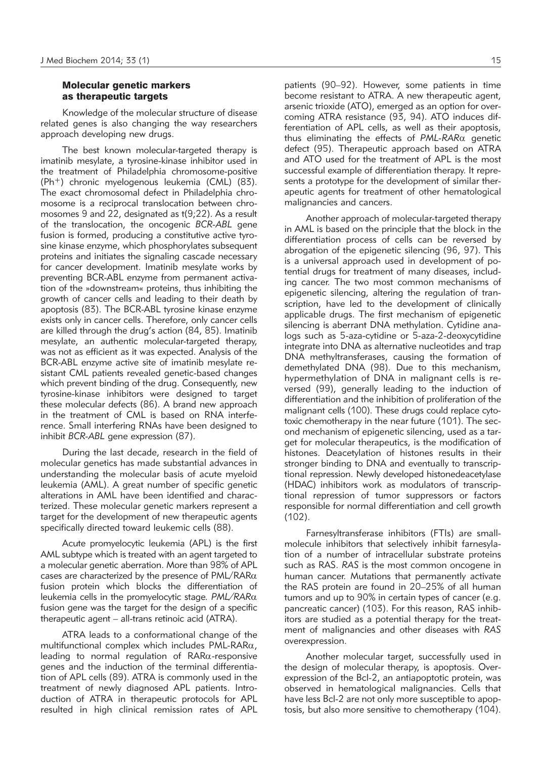## Molecular genetic markers as therapeutic targets

Knowledge of the molecular structure of disease related genes is also changing the way researchers approach developing new drugs.

The best known molecular-targeted therapy is imatinib mesylate, a tyrosine-kinase inhibitor used in the treatment of Philadelphia chromosome-positive ($Ph^+$) chronic myelogenous leukemia (CML) (83). The exact chromosomal defect in Philadelphia chromosome is a reciprocal translocation between chromosomes 9 and 22, designated as t(9;22). As a result of the translocation, the oncogenic *BCR-ABL* gene fusion is formed, producing a constitutive active tyrosine kinase enzyme, which phosphorylates subsequent proteins and initiates the signaling cascade necessary for cancer development. Imatinib mesylate works by preventing BCR-ABL enzyme from permanent activation of the »downstream« proteins, thus inhibiting the growth of cancer cells and leading to their death by apoptosis (83). The BCR-ABL tyrosine kinase enzyme exists only in cancer cells. Therefore, only cancer cells are killed through the drug's action (84, 85). Imatinib mesylate, an authentic molecular-targeted therapy, was not as efficient as it was expected. Analysis of the BCR-ABL enzyme active site of imatinib mesylate resistant CML patients revealed genetic-based changes which prevent binding of the drug. Consequently, new tyrosine-kinase inhibitors were designed to target these molecular defects (86). A brand new approach in the treatment of CML is based on RNA interference. Small interfering RNAs have been designed to inhibit *BCR-ABL* gene expression (87).

During the last decade, research in the field of molecular genetics has made substantial advances in understanding the molecular basis of acute myeloid leukemia (AML). A great number of specific genetic alterations in AML have been identified and characterized. These molecular genetic markers represent a target for the development of new therapeutic agents specifically directed toward leukemic cells (88).

Acute promyelocytic leukemia (APL) is the first AML subtype which is treated with an agent targeted to a molecular genetic aberration. More than 98% of APL cases are characterized by the presence of PML/RAR$\alpha$ fusion protein which blocks the differentiation of leukemia cells in the promyelocytic stage. *PML/RAR*$\alpha$ fusion gene was the target for the design of a specific therapeutic agent – all-trans retinoic acid (ATRA).

ATRA leads to a conformational change of the multifunctional complex which includes PML-RAR$\alpha$, leading to normal regulation of RAR$\alpha$-responsive genes and the induction of the terminal differentiation of APL cells (89). ATRA is commonly used in the treatment of newly diagnosed APL patients. Introduction of ATRA in therapeutic protocols for APL resulted in high clinical remission rates of APL patients (90–92). However, some patients in time become resistant to ATRA. A new therapeutic agent, arsenic trioxide (ATO), emerged as an option for overcoming ATRA resistance (93, 94). ATO induces differentiation of APL cells, as well as their apoptosis, thus eliminating the effects of *PML-RAR*$\alpha$ genetic defect (95). Therapeutic approach based on ATRA and ATO used for the treatment of APL is the most successful example of differentiation therapy. It represents a prototype for the development of similar therapeutic agents for treatment of other hematological malignancies and cancers.

Another approach of molecular-targeted therapy in AML is based on the principle that the block in the differentiation process of cells can be reversed by abrogation of the epigenetic silencing (96, 97). This is a universal approach used in development of potential drugs for treatment of many diseases, including cancer. The two most common mechanisms of epigenetic silencing, altering the regulation of transcription, have led to the development of clinically applicable drugs. The first mechanism of epigenetic silencing is aberrant DNA methylation. Cytidine analogs such as 5-aza-cytidine or 5-aza-2-deoxycytidine integrate into DNA as alternative nucleotides and trap DNA methyltransferases, causing the formation of demethylated DNA (98). Due to this mechanism, hypermethylation of DNA in malignant cells is reversed (99), generally leading to the induction of differentiation and the inhibition of proliferation of the malignant cells (100). These drugs could replace cytotoxic chemotherapy in the near future (101). The second mechanism of epigenetic silencing, used as a target for molecular therapeutics, is the modification of histones. Deacetylation of histones results in their stronger binding to DNA and eventually to transcriptional repression. Newly developed histonedeacetylase (HDAC) inhibitors work as modulators of transcriptional repression of tumor suppressors or factors responsible for normal differentiation and cell growth (102).

Farnesyltransferase inhibitors (FTIs) are small-molecule inhibitors that selectively inhibit farnesylation of a number of intracellular substrate proteins such as RAS. *RAS* is the most common oncogene in human cancer. Mutations that permanently activate the RAS protein are found in 20–25% of all human tumors and up to 90% in certain types of cancer (e.g. pancreatic cancer) (103). For this reason, RAS inhibitors are studied as a potential therapy for the treatment of malignancies and other diseases with *RAS* overexpression.

Another molecular target, successfully used in the design of molecular therapy, is apoptosis. Overexpression of the Bcl-2, an antiapoptotic protein, was observed in hematological malignancies. Cells that have less Bcl-2 are not only more susceptible to apoptosis, but also more sensitive to chemotherapy (104).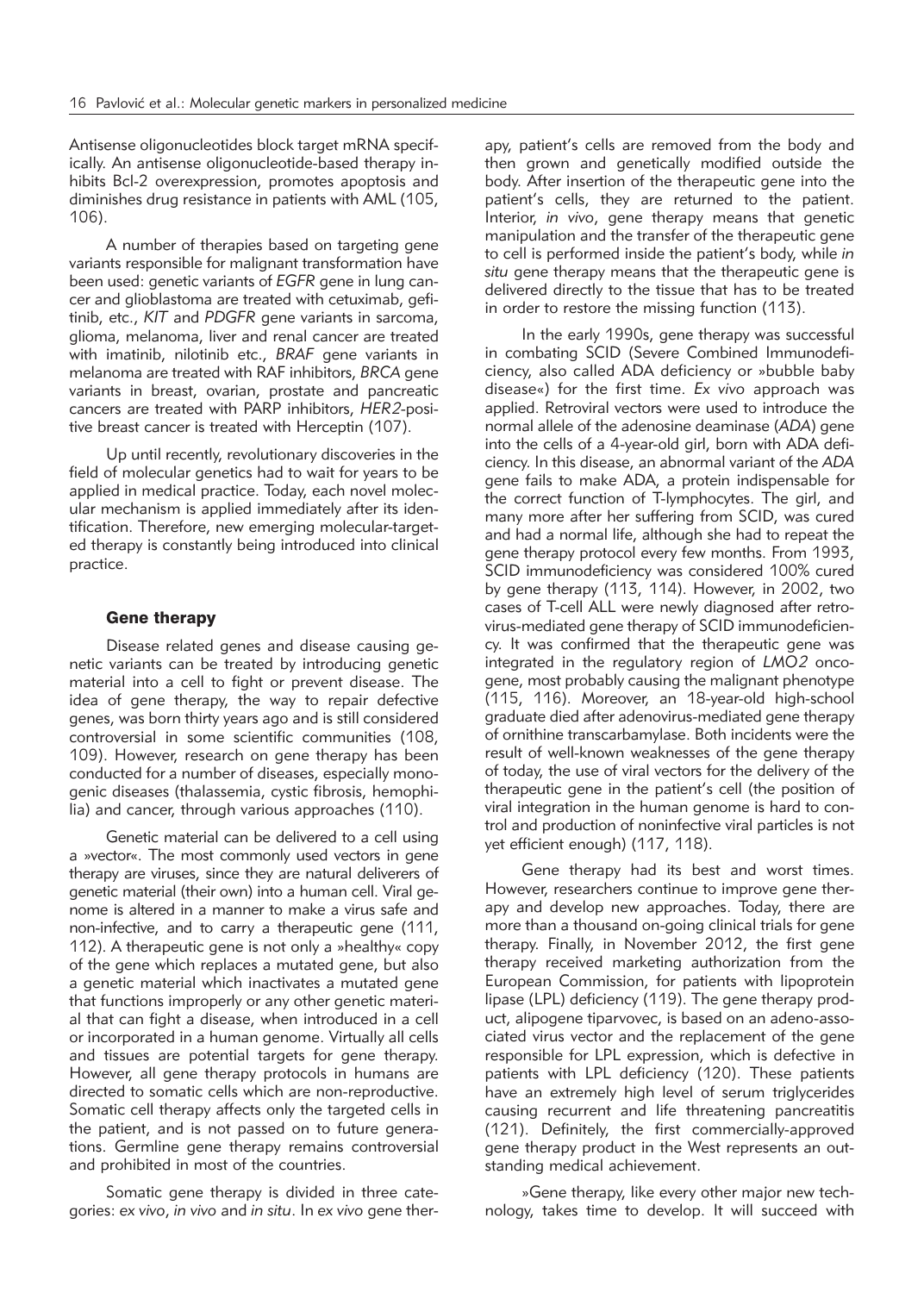Antisense oligonucleotides block target mRNA specifically. An antisense oligonucleotide-based therapy inhibits Bcl-2 overexpression, promotes apoptosis and diminishes drug resistance in patients with AML (105, 106).

A number of therapies based on targeting gene variants responsible for malignant transformation have been used: genetic variants of *EGFR* gene in lung cancer and glioblastoma are treated with cetuximab, gefitinib, etc., *KIT* and *PDGFR* gene variants in sarcoma, glioma, melanoma, liver and renal cancer are treated with imatinib, nilotinib etc., *BRAF* gene variants in melanoma are treated with RAF inhibitors, *BRCA* gene variants in breast, ovarian, prostate and pancreatic cancers are treated with PARP inhibitors, *HER2*-positive breast cancer is treated with Herceptin (107).

Up until recently, revolutionary discoveries in the field of molecular genetics had to wait for years to be applied in medical practice. Today, each novel molecular mechanism is applied immediately after its identification. Therefore, new emerging molecular-targeted therapy is constantly being introduced into clinical practice.

## Gene therapy

Disease related genes and disease causing genetic variants can be treated by introducing genetic material into a cell to fight or prevent disease. The idea of gene therapy, the way to repair defective genes, was born thirty years ago and is still considered controversial in some scientific communities (108, 109). However, research on gene therapy has been conducted for a number of diseases, especially monogenic diseases (thalassemia, cystic fibrosis, hemophilia) and cancer, through various approaches (110).

Genetic material can be delivered to a cell using a »vector«. The most commonly used vectors in gene therapy are viruses, since they are natural deliverers of genetic material (their own) into a human cell. Viral genome is altered in a manner to make a virus safe and non-infective, and to carry a therapeutic gene (111, 112). A therapeutic gene is not only a »healthy« copy of the gene which replaces a mutated gene, but also a genetic material which inactivates a mutated gene that functions improperly or any other genetic material that can fight a disease, when introduced in a cell or incorporated in a human genome. Virtually all cells and tissues are potential targets for gene therapy. However, all gene therapy protocols in humans are directed to somatic cells which are non-reproductive. Somatic cell therapy affects only the targeted cells in the patient, and is not passed on to future generations. Germline gene therapy remains controversial and prohibited in most of the countries.

Somatic gene therapy is divided in three categories: *ex vivo*, *in vivo* and *in situ*. In *ex vivo* gene therapy, patient's cells are removed from the body and then grown and genetically modified outside the body. After insertion of the therapeutic gene into the patient's cells, they are returned to the patient. Interior, *in vivo*, gene therapy means that genetic manipulation and the transfer of the therapeutic gene to cell is performed inside the patient's body, while *in situ* gene therapy means that the therapeutic gene is delivered directly to the tissue that has to be treated in order to restore the missing function (113).

In the early 1990s, gene therapy was successful in combating SCID (Severe Combined Immunodeficiency, also called ADA deficiency or »bubble baby disease«) for the first time. *Ex vivo* approach was applied. Retroviral vectors were used to introduce the normal allele of the adenosine deaminase (*ADA*) gene into the cells of a 4-year-old girl, born with ADA deficiency. In this disease, an abnormal variant of the *ADA* gene fails to make ADA, a protein indispensable for the correct function of T-lymphocytes. The girl, and many more after her suffering from SCID, was cured and had a normal life, although she had to repeat the gene therapy protocol every few months. From 1993, SCID immunodeficiency was considered 100% cured by gene therapy (113, 114). However, in 2002, two cases of T-cell ALL were newly diagnosed after retrovirus-mediated gene therapy of SCID immunodeficiency. It was confirmed that the therapeutic gene was integrated in the regulatory region of *LMO2* oncogene, most probably causing the malignant phenotype (115, 116). Moreover, an 18-year-old high-school graduate died after adenovirus-mediated gene therapy of ornithine transcarbamylase. Both incidents were the result of well-known weaknesses of the gene therapy of today, the use of viral vectors for the delivery of the therapeutic gene in the patient's cell (the position of viral integration in the human genome is hard to control and production of noninfective viral particles is not yet efficient enough) (117, 118).

Gene therapy had its best and worst times. However, researchers continue to improve gene therapy and develop new approaches. Today, there are more than a thousand on-going clinical trials for gene therapy. Finally, in November 2012, the first gene therapy received marketing authorization from the European Commission, for patients with lipoprotein lipase (LPL) deficiency (119). The gene therapy product, alipogene tiparvovec, is based on an adeno-associated virus vector and the replacement of the gene responsible for LPL expression, which is defective in patients with LPL deficiency (120). These patients have an extremely high level of serum triglycerides causing recurrent and life threatening pancreatitis (121). Definitely, the first commercially-approved gene therapy product in the West represents an outstanding medical achievement.

»Gene therapy, like every other major new technology, takes time to develop. It will succeed with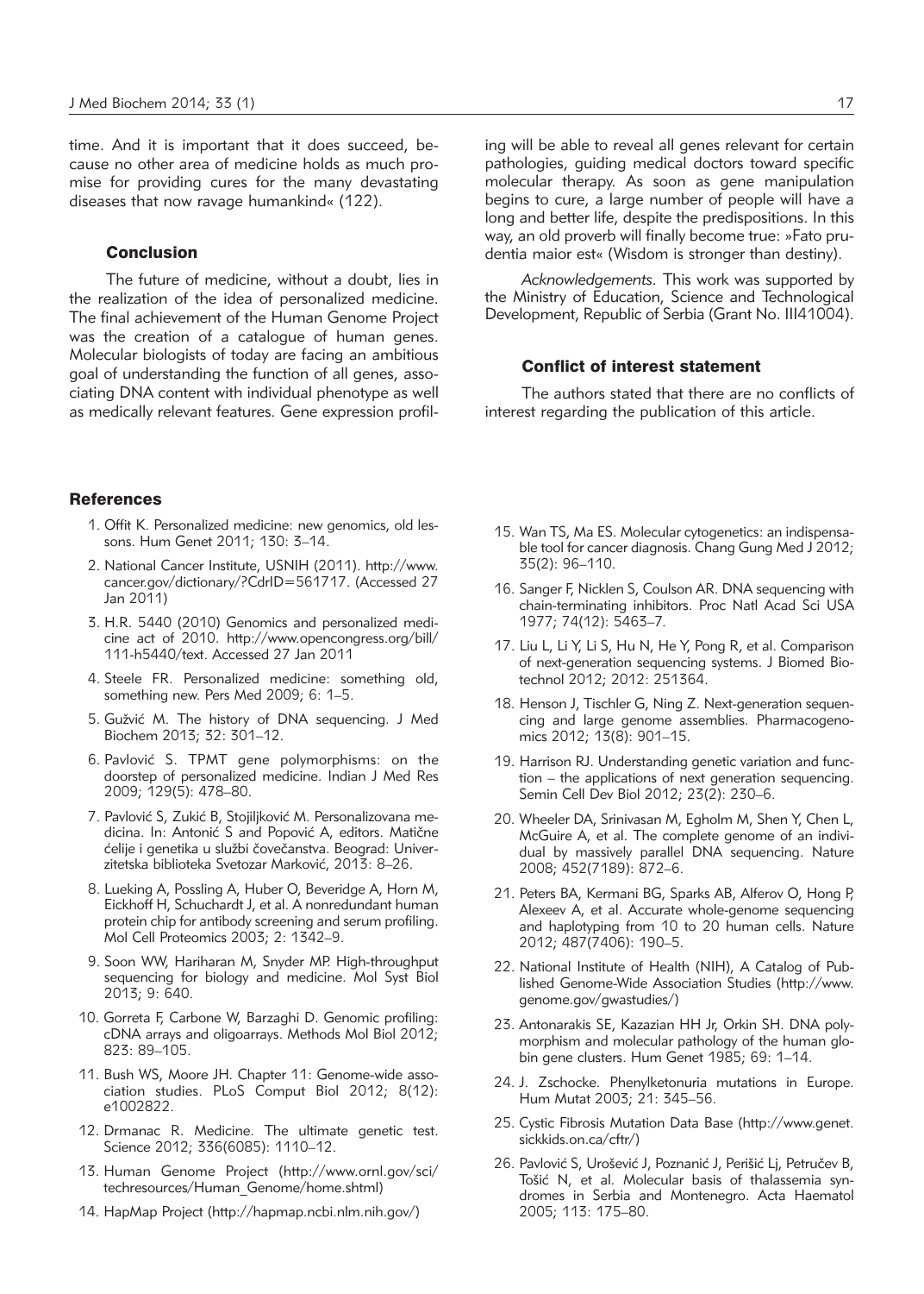time. And it is important that it does succeed, because no other area of medicine holds as much promise for providing cures for the many devastating diseases that now ravage humankind« (122).

## Conclusion

The future of medicine, without a doubt, lies in the realization of the idea of personalized medicine. The final achievement of the Human Genome Project was the creation of a catalogue of human genes. Molecular biologists of today are facing an ambitious goal of understanding the function of all genes, associating DNA content with individual phenotype as well as medically relevant features. Gene expression profiling will be able to reveal all genes relevant for certain pathologies, guiding medical doctors toward specific molecular therapy. As soon as gene manipulation begins to cure, a large number of people will have a long and better life, despite the predispositions. In this way, an old proverb will finally become true: »Fato prudentia maior est« (Wisdom is stronger than destiny).

*Acknowledgements*. This work was supported by the Ministry of Education, Science and Technological Development, Republic of Serbia (Grant No. III41004).

## Conflict of interest statement

The authors stated that there are no conflicts of interest regarding the publication of this article.

## References

1. Offit K. Personalized medicine: new genomics, old lessons. Hum Genet 2011; 130: 3–14.
2. National Cancer Institute, USNIH (2011). http://www.cancer.gov/dictionary/?CdrID=561717. (Accessed 27 Jan 2011)
3. H.R. 5440 (2010) Genomics and personalized medicine act of 2010. http://www.opencongress.org/bill/111-h5440/text. Accessed 27 Jan 2011
4. Steele FR. Personalized medicine: something old, something new. Pers Med 2009; 6: 1–5.
5. Gužvić M. The history of DNA sequencing. J Med Biochem 2013; 32: 301–12.
6. Pavlović S. TPMT gene polymorphisms: on the doorstep of personalized medicine. Indian J Med Res 2009; 129(5): 478–80.
7. Pavlović S, Zukić B, Stojiljković M. Personalizovana medicina. In: Antonić S and Popović A, editors. Matične ćelije i genetika u službi čovečanstva. Beograd: Univerzitetska biblioteka Svetozar Marković, 2013: 8–26.
8. Lueking A, Possling A, Huber O, Beveridge A, Horn M, Eickhoff H, Schuchardt J, et al. A nonredundant human protein chip for antibody screening and serum profiling. Mol Cell Proteomics 2003; 2: 1342–9.
9. Soon WW, Hariharan M, Snyder MP. High-throughput sequencing for biology and medicine. Mol Syst Biol 2013; 9: 640.
10. Gorreta F, Carbone W, Barzaghi D. Genomic profiling: cDNA arrays and oligoarrays. Methods Mol Biol 2012; 823: 89–105.
11. Bush WS, Moore JH. Chapter 11: Genome-wide association studies. PLoS Comput Biol 2012; 8(12): e1002822.
12. Drmanac R. Medicine. The ultimate genetic test. Science 2012; 336(6085): 1110–12.
13. Human Genome Project (http://www.ornl.gov/sci/techresources/Human_Genome/home.shtml)
14. HapMap Project (http://hapmap.ncbi.nlm.nih.gov/)
15. Wan TS, Ma ES. Molecular cytogenetics: an indispensable tool for cancer diagnosis. Chang Gung Med J 2012; 35(2): 96–110.
16. Sanger F, Nicklen S, Coulson AR. DNA sequencing with chain-terminating inhibitors. Proc Natl Acad Sci USA 1977; 74(12): 5463–7.
17. Liu L, Li Y, Li S, Hu N, He Y, Pong R, et al. Comparison of next-generation sequencing systems. J Biomed Biotechnol 2012; 2012: 251364.
18. Henson J, Tischler G, Ning Z. Next-generation sequencing and large genome assemblies. Pharmacogenomics 2012; 13(8): 901–15.
19. Harrison RJ. Understanding genetic variation and function – the applications of next generation sequencing. Semin Cell Dev Biol 2012; 23(2): 230–6.
20. Wheeler DA, Srinivasan M, Egholm M, Shen Y, Chen L, McGuire A, et al. The complete genome of an individual by massively parallel DNA sequencing. Nature 2008; 452(7189): 872–6.
21. Peters BA, Kermani BG, Sparks AB, Alferov O, Hong P, Alexeev A, et al. Accurate whole-genome sequencing and haplotyping from 10 to 20 human cells. Nature 2012; 487(7406): 190–5.
22. National Institute of Health (NIH), A Catalog of Published Genome-Wide Association Studies (http://www.genome.gov/gwastudies/)
23. Antonarakis SE, Kazazian HH Jr, Orkin SH. DNA polymorphism and molecular pathology of the human globin gene clusters. Hum Genet 1985; 69: 1–14.
24. J. Zschocke. Phenylketonuria mutations in Europe. Hum Mutat 2003; 21: 345–56.
25. Cystic Fibrosis Mutation Data Base (http://www.genet.sickkids.on.ca/cftr/)
26. Pavlović S, Urošević J, Poznanić J, Perišić Lj, Petručev B, Tošić N, et al. Molecular basis of thalassemia syndromes in Serbia and Montenegro. Acta Haematol 2005; 113: 175–80.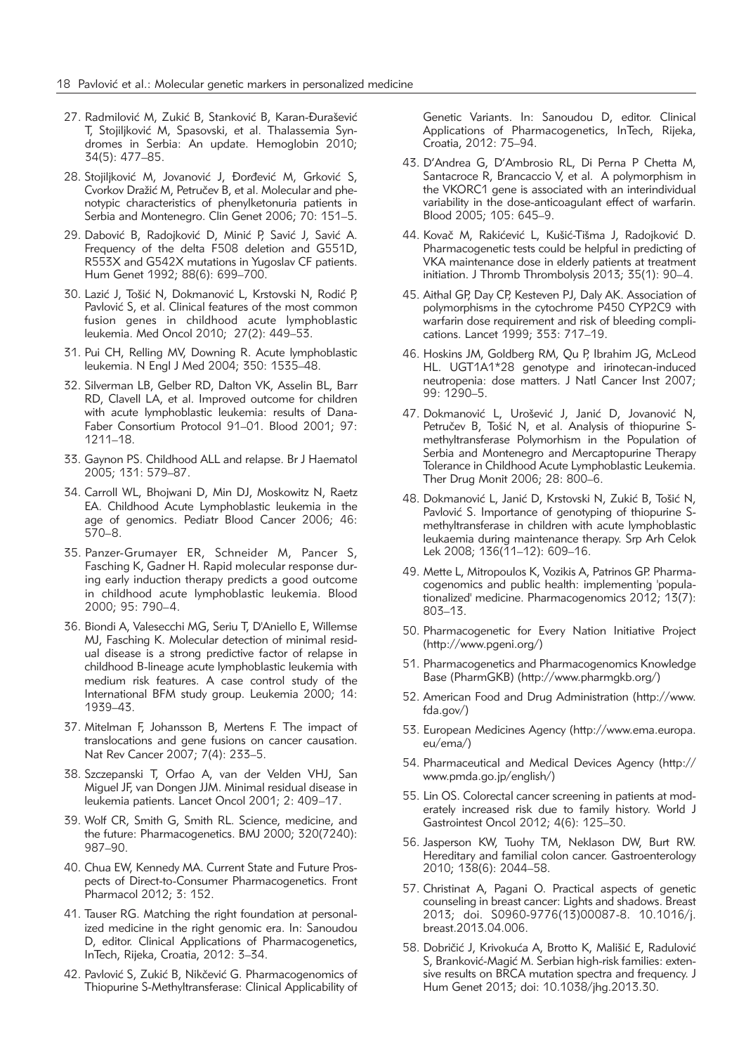27. Radmilović M, Zukić B, Stanković B, Karan-Đurašević T, Stojiljković M, Spasovski, et al. Thalassemia Syndromes in Serbia: An update. Hemoglobin 2010; 34(5): 477–85.

28. Stojiljković M, Jovanović J, Đorđević M, Grković S, Cvorkov Dražić M, Petručev B, et al. Molecular and phenotypic characteristics of phenylketonuria patients in Serbia and Montenegro. Clin Genet 2006; 70: 151–5.

29. Dabović B, Radojković D, Minić P, Savić J, Savić A. Frequency of the delta F508 deletion and G551D, R553X and G542X mutations in Yugoslav CF patients. Hum Genet 1992; 88(6): 699–700.

30. Lazić J, Tošić N, Dokmanović L, Krstovski N, Rodić P, Pavlović S, et al. Clinical features of the most common fusion genes in childhood acute lymphoblastic leukemia. Med Oncol 2010; 27(2): 449–53.

31. Pui CH, Relling MV, Downing R. Acute lymphoblastic leukemia. N Engl J Med 2004; 350: 1535–48.

32. Silverman LB, Gelber RD, Dalton VK, Asselin BL, Barr RD, Clavell LA, et al. Improved outcome for children with acute lymphoblastic leukemia: results of Dana-Faber Consortium Protocol 91–01. Blood 2001; 97: 1211–18.

33. Gaynon PS. Childhood ALL and relapse. Br J Haematol 2005; 131: 579–87.

34. Carroll WL, Bhojwani D, Min DJ, Moskowitz N, Raetz EA. Childhood Acute Lymphoblastic leukemia in the age of genomics. Pediatr Blood Cancer 2006; 46: 570–8.

35. Panzer-Grumayer ER, Schneider M, Pancer S, Fasching K, Gadner H. Rapid molecular response during early induction therapy predicts a good outcome in childhood acute lymphoblastic leukemia. Blood 2000; 95: 790–4.

36. Biondi A, Valesecchi MG, Seriu T, D'Aniello E, Willemse MJ, Fasching K. Molecular detection of minimal residual disease is a strong predictive factor of relapse in childhood B-lineage acute lymphoblastic leukemia with medium risk features. A case control study of the International BFM study group. Leukemia 2000; 14: 1939–43.

37. Mitelman F, Johansson B, Mertens F. The impact of translocations and gene fusions on cancer causation. Nat Rev Cancer 2007; 7(4): 233–5.

38. Szczepanski T, Orfao A, van der Velden VHJ, San Miguel JF, van Dongen JJM. Minimal residual disease in leukemia patients. Lancet Oncol 2001; 2: 409–17.

39. Wolf CR, Smith G, Smith RL. Science, medicine, and the future: Pharmacogenetics. BMJ 2000; 320(7240): 987–90.

40. Chua EW, Kennedy MA. Current State and Future Prospects of Direct-to-Consumer Pharmacogenetics. Front Pharmacol 2012; 3: 152.

41. Tauser RG. Matching the right foundation at personalized medicine in the right genomic era. In: Sanoudou D, editor. Clinical Applications of Pharmacogenetics, InTech, Rijeka, Croatia, 2012: 3–34.

42. Pavlović S, Zukić B, Nikčević G. Pharmacogenomics of Thiopurine S-Methyltransferase: Clinical Applicability of Genetic Variants. In: Sanoudou D, editor. Clinical Applications of Pharmacogenetics, InTech, Rijeka, Croatia, 2012: 75–94.

43. D'Andrea G, D'Ambrosio RL, Di Perna P Chetta M, Santacroce R, Brancaccio V, et al. A polymorphism in the VKORC1 gene is associated with an interindividual variability in the dose-anticoagulant effect of warfarin. Blood 2005; 105: 645–9.

44. Kovač M, Rakićević L, Kušić-Tišma J, Radojković D. Pharmacogenetic tests could be helpful in predicting of VKA maintenance dose in elderly patients at treatment initiation. J Thromb Thrombolysis 2013; 35(1): 90–4.

45. Aithal GP, Day CP, Kesteven PJ, Daly AK. Association of polymorphisms in the cytochrome P450 CYP2C9 with warfarin dose requirement and risk of bleeding complications. Lancet 1999; 353: 717–19.

46. Hoskins JM, Goldberg RM, Qu P, Ibrahim JG, McLeod HL. UGT1A1*28 genotype and irinotecan-induced neutropenia: dose matters. J Natl Cancer Inst 2007; 99: 1290–5.

47. Dokmanović L, Urošević J, Janić D, Jovanović N, Petručev B, Tošić N, et al. Analysis of thiopurine S-methyltransferase Polymorhism in the Population of Serbia and Montenegro and Mercaptopurine Therapy Tolerance in Childhood Acute Lymphoblastic Leukemia. Ther Drug Monit 2006; 28: 800–6.

48. Dokmanović L, Janić D, Krstovski N, Zukić B, Tošić N, Pavlović S. Importance of genotyping of thiopurine S-methyltransferase in children with acute lymphoblastic leukaemia during maintenance therapy. Srp Arh Celok Lek 2008; 136(11–12): 609–16.

49. Mette L, Mitropoulos K, Vozikis A, Patrinos GP. Pharmacogenomics and public health: implementing 'populationalized' medicine. Pharmacogenomics 2012; 13(7): 803–13.

50. Pharmacogenetic for Every Nation Initiative Project (http://www.pgeni.org/)

51. Pharmacogenetics and Pharmacogenomics Knowledge Base (PharmGKB) (http://www.pharmgkb.org/)

52. American Food and Drug Administration (http://www.fda.gov/)

53. European Medicines Agency (http://www.ema.europa.eu/ema/)

54. Pharmaceutical and Medical Devices Agency (http://www.pmda.go.jp/english/)

55. Lin OS. Colorectal cancer screening in patients at moderately increased risk due to family history. World J Gastrointest Oncol 2012; 4(6): 125–30.

56. Jasperson KW, Tuohy TM, Neklason DW, Burt RW. Hereditary and familial colon cancer. Gastroenterology 2010; 138(6): 2044–58.

57. Christinat A, Pagani O. Practical aspects of genetic counseling in breast cancer: Lights and shadows. Breast 2013; doi. S0960-9776(13)00087-8. 10.1016/j.breast.2013.04.006.

58. Dobričić J, Krivokuća A, Brotto K, Mališić E, Radulović S, Branković-Magić M. Serbian high-risk families: extensive results on BRCA mutation spectra and frequency. J Hum Genet 2013; doi: 10.1038/jhg.2013.30.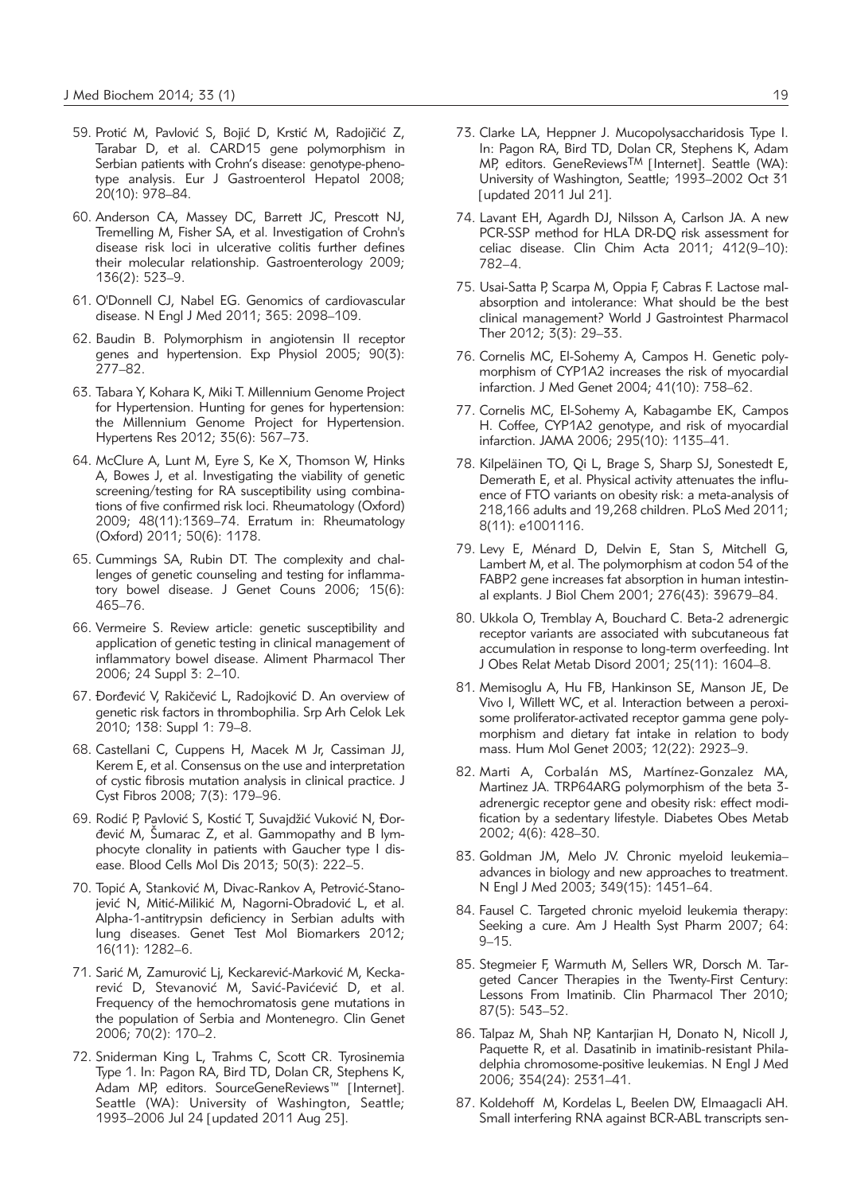59. Protić M, Pavlović S, Bojić D, Krstić M, Radojičić Z, Tarabar D, et al. CARD15 gene polymorphism in Serbian patients with Crohn's disease: genotype-phenotype analysis. Eur J Gastroenterol Hepatol 2008; 20(10): 978–84.

60. Anderson CA, Massey DC, Barrett JC, Prescott NJ, Tremelling M, Fisher SA, et al. Investigation of Crohn's disease risk loci in ulcerative colitis further defines their molecular relationship. Gastroenterology 2009; 136(2): 523–9.

61. O'Donnell CJ, Nabel EG. Genomics of cardiovascular disease. N Engl J Med 2011; 365: 2098–109.

62. Baudin B. Polymorphism in angiotensin II receptor genes and hypertension. Exp Physiol 2005; 90(3): 277–82.

63. Tabara Y, Kohara K, Miki T. Millennium Genome Project for Hypertension. Hunting for genes for hypertension: the Millennium Genome Project for Hypertension. Hypertens Res 2012; 35(6): 567–73.

64. McClure A, Lunt M, Eyre S, Ke X, Thomson W, Hinks A, Bowes J, et al. Investigating the viability of genetic screening/testing for RA susceptibility using combinations of five confirmed risk loci. Rheumatology (Oxford) 2009; 48(11):1369–74. Erratum in: Rheumatology (Oxford) 2011; 50(6): 1178.

65. Cummings SA, Rubin DT. The complexity and challenges of genetic counseling and testing for inflammatory bowel disease. J Genet Couns 2006; 15(6): 465–76.

66. Vermeire S. Review article: genetic susceptibility and application of genetic testing in clinical management of inflammatory bowel disease. Aliment Pharmacol Ther 2006; 24 Suppl 3: 2–10.

67. Đorđević V, Rakičević L, Radojković D. An overview of genetic risk factors in thrombophilia. Srp Arh Celok Lek 2010; 138: Suppl 1: 79–8.

68. Castellani C, Cuppens H, Macek M Jr, Cassiman JJ, Kerem E, et al. Consensus on the use and interpretation of cystic fibrosis mutation analysis in clinical practice. J Cyst Fibros 2008; 7(3): 179–96.

69. Rodić P, Pavlović S, Kostić T, Suvajdžić Vuković N, Đorđević M, Šumarac Z, et al. Gammopathy and B lymphocyte clonality in patients with Gaucher type I disease. Blood Cells Mol Dis 2013; 50(3): 222–5.

70. Topić A, Stanković M, Divac-Rankov A, Petrović-Stanojević N, Mitić-Milikić M, Nagorni-Obradović L, et al. Alpha-1-antitrypsin deficiency in Serbian adults with lung diseases. Genet Test Mol Biomarkers 2012; 16(11): 1282–6.

71. Sarić M, Zamurović Lj, Keckarević-Marković M, Keckarević D, Stevanović M, Savić-Pavićević D, et al. Frequency of the hemochromatosis gene mutations in the population of Serbia and Montenegro. Clin Genet 2006; 70(2): 170–2.

72. Sniderman King L, Trahms C, Scott CR. Tyrosinemia Type 1. In: Pagon RA, Bird TD, Dolan CR, Stephens K, Adam MP, editors. SourceGeneReviews™ [Internet]. Seattle (WA): University of Washington, Seattle; 1993–2006 Jul 24 [updated 2011 Aug 25].

73. Clarke LA, Heppner J. Mucopolysaccharidosis Type I. In: Pagon RA, Bird TD, Dolan CR, Stephens K, Adam MP, editors. GeneReviews™ [Internet]. Seattle (WA): University of Washington, Seattle; 1993–2002 Oct 31 [updated 2011 Jul 21].

74. Lavant EH, Agardh DJ, Nilsson A, Carlson JA. A new PCR-SSP method for HLA DR-DQ risk assessment for celiac disease. Clin Chim Acta 2011; 412(9–10): 782–4.

75. Usai-Satta P, Scarpa M, Oppia F, Cabras F. Lactose malabsorption and intolerance: What should be the best clinical management? World J Gastrointest Pharmacol Ther 2012; 3(3): 29–33.

76. Cornelis MC, El-Sohemy A, Campos H. Genetic polymorphism of CYP1A2 increases the risk of myocardial infarction. J Med Genet 2004; 41(10): 758–62.

77. Cornelis MC, El-Sohemy A, Kabagambe EK, Campos H. Coffee, CYP1A2 genotype, and risk of myocardial infarction. JAMA 2006; 295(10): 1135–41.

78. Kilpeläinen TO, Qi L, Brage S, Sharp SJ, Sonestedt E, Demerath E, et al. Physical activity attenuates the influence of FTO variants on obesity risk: a meta-analysis of 218,166 adults and 19,268 children. PLoS Med 2011; 8(11): e1001116.

79. Levy E, Ménard D, Delvin E, Stan S, Mitchell G, Lambert M, et al. The polymorphism at codon 54 of the FABP2 gene increases fat absorption in human intestinal explants. J Biol Chem 2001; 276(43): 39679–84.

80. Ukkola O, Tremblay A, Bouchard C. Beta-2 adrenergic receptor variants are associated with subcutaneous fat accumulation in response to long-term overfeeding. Int J Obes Relat Metab Disord 2001; 25(11): 1604–8.

81. Memisoglu A, Hu FB, Hankinson SE, Manson JE, De Vivo I, Willett WC, et al. Interaction between a peroxisome proliferator-activated receptor gamma gene polymorphism and dietary fat intake in relation to body mass. Hum Mol Genet 2003; 12(22): 2923–9.

82. Marti A, Corbalán MS, Martínez-Gonzalez MA, Martinez JA. TRP64ARG polymorphism of the beta 3-adrenergic receptor gene and obesity risk: effect modification by a sedentary lifestyle. Diabetes Obes Metab 2002; 4(6): 428–30.

83. Goldman JM, Melo JV. Chronic myeloid leukemia–advances in biology and new approaches to treatment. N Engl J Med 2003; 349(15): 1451–64.

84. Fausel C. Targeted chronic myeloid leukemia therapy: Seeking a cure. Am J Health Syst Pharm 2007; 64: 9–15.

85. Stegmeier F, Warmuth M, Sellers WR, Dorsch M. Targeted Cancer Therapies in the Twenty-First Century: Lessons From Imatinib. Clin Pharmacol Ther 2010; 87(5): 543–52.

86. Talpaz M, Shah NP, Kantarjian H, Donato N, Nicoll J, Paquette R, et al. Dasatinib in imatinib-resistant Philadelphia chromosome-positive leukemias. N Engl J Med 2006; 354(24): 2531–41.

87. Koldehoff M, Kordelas L, Beelen DW, Elmaagacli AH. Small interfering RNA against BCR-ABL transcripts sen-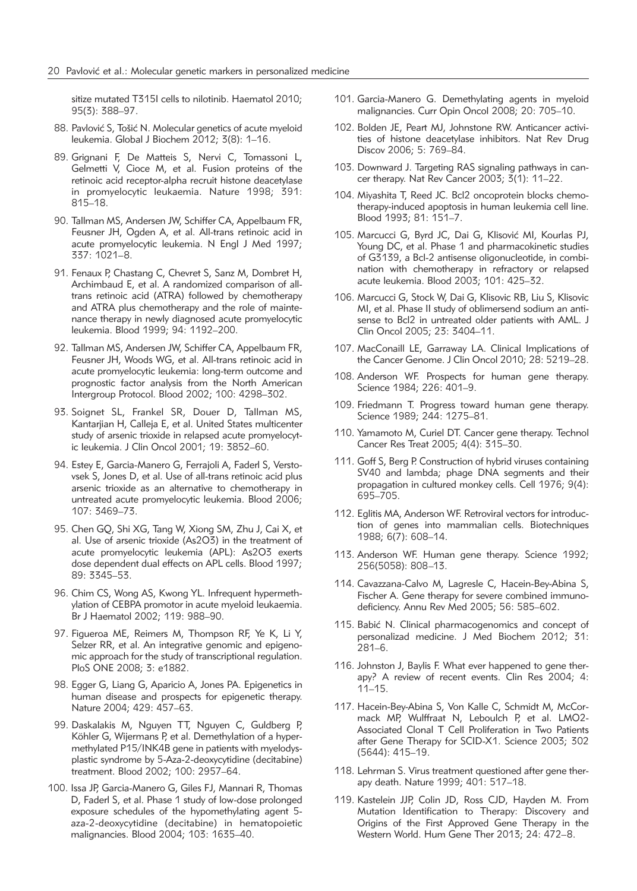sitize mutated T315I cells to nilotinib. Haematol 2010; 95(3): 388–97.

88. Pavlović S, Tošić N. Molecular genetics of acute myeloid leukemia. Global J Biochem 2012; 3(8): 1–16.
89. Grignani F, De Matteis S, Nervi C, Tomassoni L, Gelmetti V, Cioce M, et al. Fusion proteins of the retinoic acid receptor-alpha recruit histone deacetylase in promyelocytic leukaemia. Nature 1998; 391: 815–18.
90. Tallman MS, Andersen JW, Schiffer CA, Appelbaum FR, Feusner JH, Ogden A, et al. All-trans retinoic acid in acute promyelocytic leukemia. N Engl J Med 1997; 337: 1021–8.
91. Fenaux P, Chastang C, Chevret S, Sanz M, Dombret H, Archimbaud E, et al. A randomized comparison of all-trans retinoic acid (ATRA) followed by chemotherapy and ATRA plus chemotherapy and the role of maintenance therapy in newly diagnosed acute promyelocytic leukemia. Blood 1999; 94: 1192–200.
92. Tallman MS, Andersen JW, Schiffer CA, Appelbaum FR, Feusner JH, Woods WG, et al. All-trans retinoic acid in acute promyelocytic leukemia: long-term outcome and prognostic factor analysis from the North American Intergroup Protocol. Blood 2002; 100: 4298–302.
93. Soignet SL, Frankel SR, Douer D, Tallman MS, Kantarjian H, Calleja E, et al. United States multicenter study of arsenic trioxide in relapsed acute promyelocytic leukemia. J Clin Oncol 2001; 19: 3852–60.
94. Estey E, Garcia-Manero G, Ferrajoli A, Faderl S, Verstovsek S, Jones D, et al. Use of all-trans retinoic acid plus arsenic trioxide as an alternative to chemotherapy in untreated acute promyelocytic leukemia. Blood 2006; 107: 3469–73.
95. Chen GQ, Shi XG, Tang W, Xiong SM, Zhu J, Cai X, et al. Use of arsenic trioxide ($As_2O_3$) in the treatment of acute promyelocytic leukemia (APL): $As_2O_3$ exerts dose dependent dual effects on APL cells. Blood 1997; 89: 3345–53.
96. Chim CS, Wong AS, Kwong YL. Infrequent hypermethylation of CEBPA promotor in acute myeloid leukaemia. Br J Haematol 2002; 119: 988–90.
97. Figueroa ME, Reimers M, Thompson RF, Ye K, Li Y, Selzer RR, et al. An integrative genomic and epigenomic approach for the study of transcriptional regulation. PloS ONE 2008; 3: e1882.
98. Egger G, Liang G, Aparicio A, Jones PA. Epigenetics in human disease and prospects for epigenetic therapy. Nature 2004; 429: 457–63.
99. Daskalakis M, Nguyen TT, Nguyen C, Guldberg P, Köhler G, Wijermans P, et al. Demethylation of a hypermethylated P15/INK4B gene in patients with myelodysplastic syndrome by 5-Aza-2-deoxycytidine (decitabine) treatment. Blood 2002; 100: 2957–64.
100. Issa JP, Garcia-Manero G, Giles FJ, Mannari R, Thomas D, Faderl S, et al. Phase 1 study of low-dose prolonged exposure schedules of the hypomethylating agent 5-aza-2-deoxycytidine (decitabine) in hematopoietic malignancies. Blood 2004; 103: 1635–40.
101. Garcia-Manero G. Demethylating agents in myeloid malignancies. Curr Opin Oncol 2008; 20: 705–10.
102. Bolden JE, Peart MJ, Johnstone RW. Anticancer activities of histone deacetylase inhibitors. Nat Rev Drug Discov 2006; 5: 769–84.
103. Downward J. Targeting RAS signaling pathways in cancer therapy. Nat Rev Cancer 2003; 3(1): 11–22.
104. Miyashita T, Reed JC. Bcl2 oncoprotein blocks chemotherapy-induced apoptosis in human leukemia cell line. Blood 1993; 81: 151–7.
105. Marcucci G, Byrd JC, Dai G, Klisović MI, Kourlas PJ, Young DC, et al. Phase 1 and pharmacokinetic studies of G3139, a Bcl-2 antisense oligonucleotide, in combination with chemotherapy in refractory or relapsed acute leukemia. Blood 2003; 101: 425–32.
106. Marcucci G, Stock W, Dai G, Klisovic RB, Liu S, Klisovic MI, et al. Phase II study of oblimersend sodium an antisense to Bcl2 in untreated older patients with AML. J Clin Oncol 2005; 23: 3404–11.
107. MacConaill LE, Garraway LA. Clinical Implications of the Cancer Genome. J Clin Oncol 2010; 28: 5219–28.
108. Anderson WF. Prospects for human gene therapy. Science 1984; 226: 401–9.
109. Friedmann T. Progress toward human gene therapy. Science 1989; 244: 1275–81.
110. Yamamoto M, Curiel DT. Cancer gene therapy. Technol Cancer Res Treat 2005; 4(4): 315–30.
111. Goff S, Berg P. Construction of hybrid viruses containing SV40 and lambda; phage DNA segments and their propagation in cultured monkey cells. Cell 1976; 9(4): 695–705.
112. Eglitis MA, Anderson WF. Retroviral vectors for introduction of genes into mammalian cells. Biotechniques 1988; 6(7): 608–14.
113. Anderson WF. Human gene therapy. Science 1992; 256(5058): 808–13.
114. Cavazzana-Calvo M, Lagresle C, Hacein-Bey-Abina S, Fischer A. Gene therapy for severe combined immunodeficiency. Annu Rev Med 2005; 56: 585–602.
115. Babić N. Clinical pharmacogenomics and concept of personalizad medicine. J Med Biochem 2012; 31: 281–6.
116. Johnston J, Baylis F. What ever happened to gene therapy? A review of recent events. Clin Res 2004; 4: 11–15.
117. Hacein-Bey-Abina S, Von Kalle C, Schmidt M, McCormack MP, Wulffraat N, Leboulch P, et al. LMO2-Associated Clonal T Cell Proliferation in Two Patients after Gene Therapy for SCID-X1. Science 2003; 302 (5644): 415–19.
118. Lehrman S. Virus treatment questioned after gene therapy death. Nature 1999; 401: 517–18.
119. Kastelein JJP, Colin JD, Ross CJD, Hayden M. From Mutation Identification to Therapy: Discovery and Origins of the First Approved Gene Therapy in the Western World. Hum Gene Ther 2013; 24: 472–8.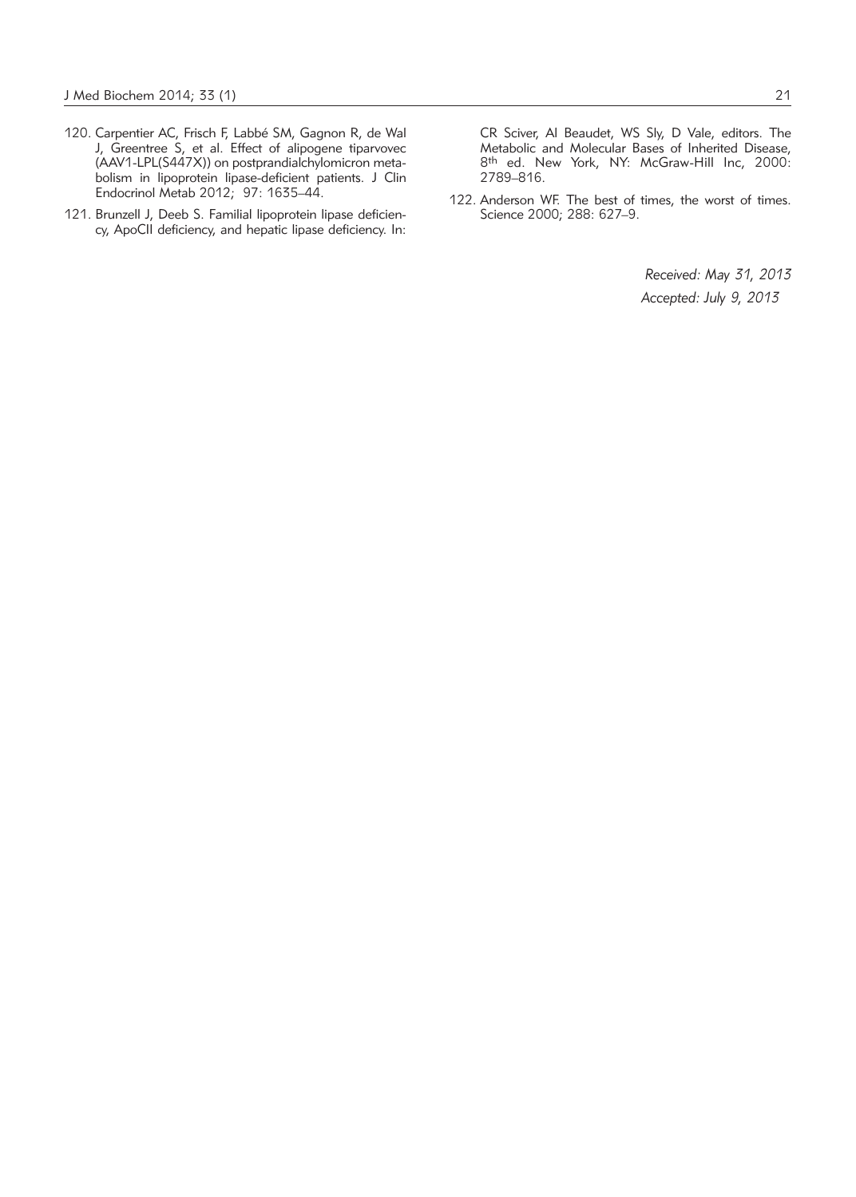120. Carpentier AC, Frisch F, Labbé SM, Gagnon R, de Wal J, Greentree S, et al. Effect of alipogene tiparvovec (AAV1-LPL(S447X)) on postprandialchylomicron metabolism in lipoprotein lipase-deficient patients. J Clin Endocrinol Metab 2012; 97: 1635–44.

121. Brunzell J, Deeb S. Familial lipoprotein lipase deficiency, ApoCII deficiency, and hepatic lipase deficiency. In: CR Sciver, Al Beaudet, WS Sly, D Vale, editors. The Metabolic and Molecular Bases of Inherited Disease, 8th ed. New York, NY: McGraw-Hill Inc, 2000: 2789–816.

122. Anderson WF. The best of times, the worst of times. Science 2000; 288: 627–9.

*Received: May 31, 2013*
*Accepted: July 9, 2013*